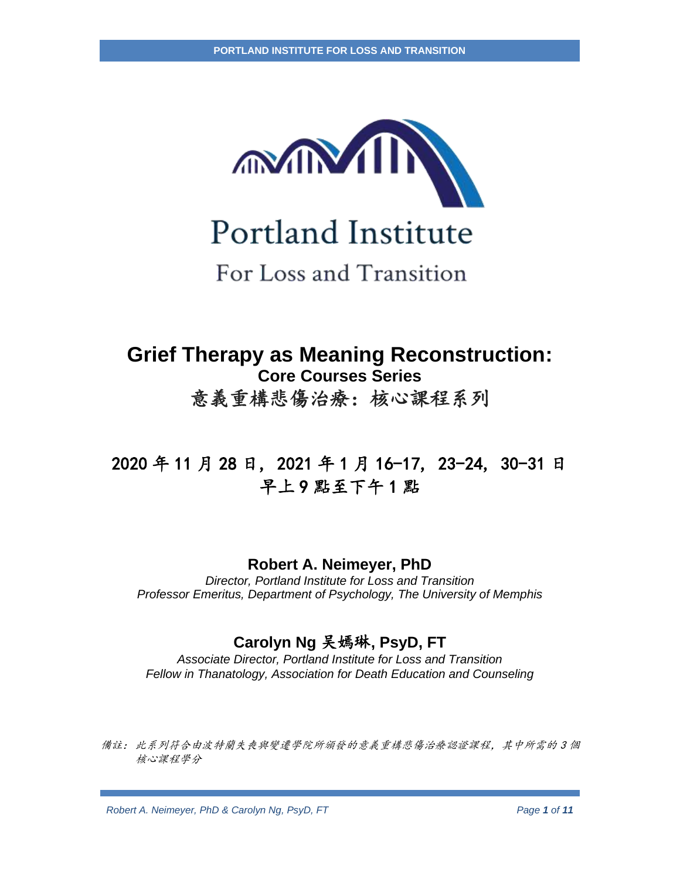Portland Institute

For Loss and Transition

# Grief Therapy as Meaning Reconstruction:

## Core Courses Series

## 意義重構悲傷治療：核心課程系列

### 2020 年 11 月 28 日，2021 年 1 月 16–17，23–24，30–31 日 早上 9 點至下午 1 點

**Robert A. Neimeyer, PhD**

*Director, Portland Institute for Loss and Transition*
*Professor Emeritus, Department of Psychology, The University of Memphis*

**Carolyn Ng 吳嫣琳, PsyD, FT**

*Associate Director, Portland Institute for Loss and Transition*
*Fellow in Thanatology, Association for Death Education and Counseling*

*備註：此系列符合由波特蘭失喪與變遷學院所頒發的意義重構悲傷治療認證課程，其中所需的 3 個核心課程學分*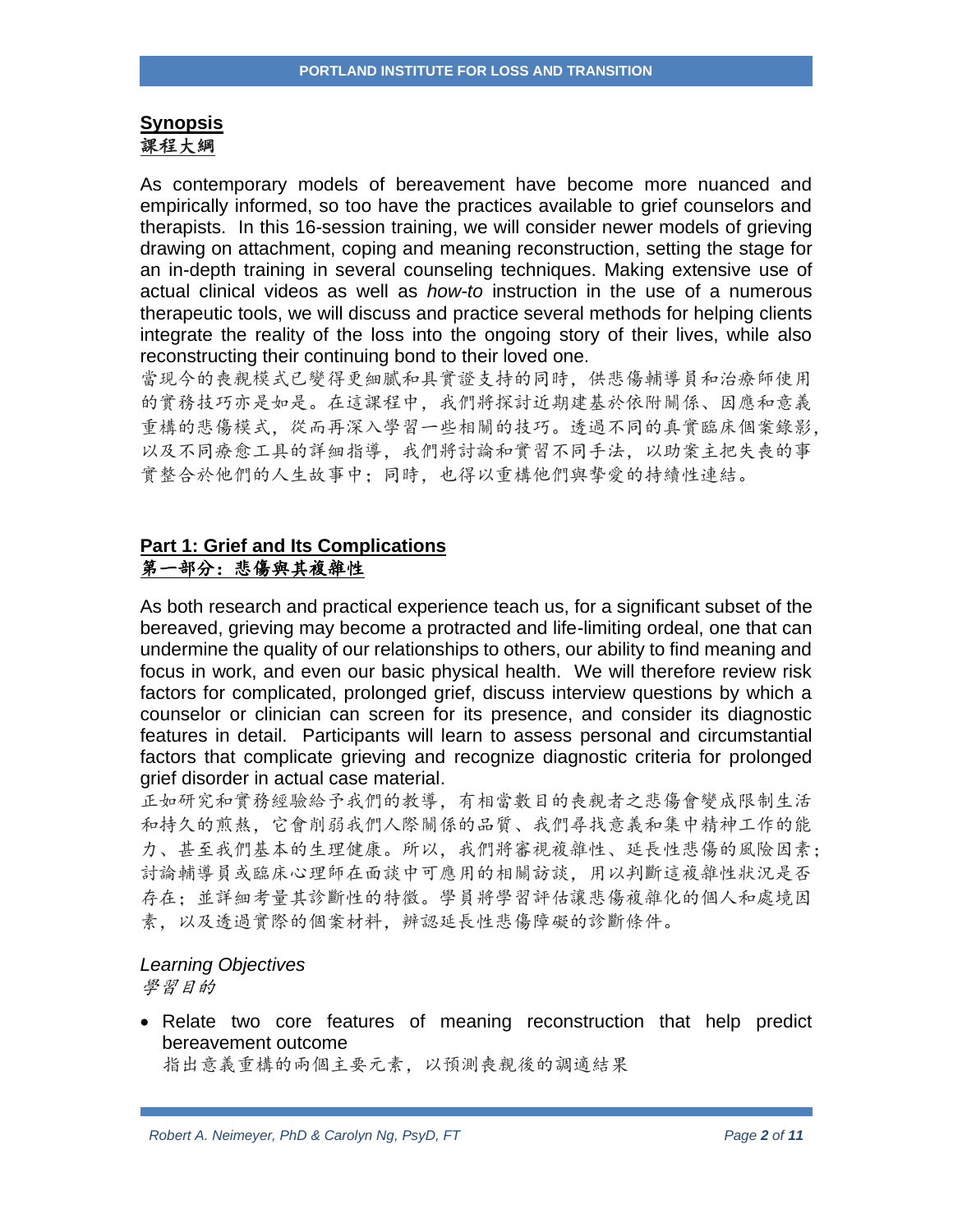## Synopsis
## 課程大綱

As contemporary models of bereavement have become more nuanced and empirically informed, so too have the practices available to grief counselors and therapists. In this 16-session training, we will consider newer models of grieving drawing on attachment, coping and meaning reconstruction, setting the stage for an in-depth training in several counseling techniques. Making extensive use of actual clinical videos as well as *how-to* instruction in the use of a numerous therapeutic tools, we will discuss and practice several methods for helping clients integrate the reality of the loss into the ongoing story of their lives, while also reconstructing their continuing bond to their loved one.

當現今的喪親模式已變得更細膩和具實證支持的同時，供悲傷輔導員和治療師使用的實務技巧亦是如是。在這課程中，我們將探討近期建基於依附關係、因應和意義重構的悲傷模式，從而再深入學習一些相關的技巧。透過不同的真實臨床個案錄影，以及不同療愈工具的詳細指導，我們將討論和實習不同手法，以助案主把失喪的事實整合於他們的人生故事中；同時，也得以重構他們與摯愛的持續性連結。

## Part 1: Grief and Its Complications
## 第一部分：悲傷與其複雜性

As both research and practical experience teach us, for a significant subset of the bereaved, grieving may become a protracted and life-limiting ordeal, one that can undermine the quality of our relationships to others, our ability to find meaning and focus in work, and even our basic physical health. We will therefore review risk factors for complicated, prolonged grief, discuss interview questions by which a counselor or clinician can screen for its presence, and consider its diagnostic features in detail. Participants will learn to assess personal and circumstantial factors that complicate grieving and recognize diagnostic criteria for prolonged grief disorder in actual case material.

正如研究和實務經驗給予我們的教導，有相當數目的喪親者之悲傷會變成限制生活和持久的煎熬，它會削弱我們人際關係的品質、我們尋找意義和集中精神工作的能力、甚至我們基本的生理健康。所以，我們將審視複雜性、延長性悲傷的風險因素；討論輔導員或臨床心理師在面談中可應用的相關訪談，用以判斷這複雜性狀況是否存在；並詳細考量其診斷性的特徵。學員將學習評估讓悲傷複雜化的個人和處境因素，以及透過實際的個案材料，辨認延長性悲傷障礙的診斷條件。

*Learning Objectives*
*學習目的*

- Relate two core features of meaning reconstruction that help predict bereavement outcome
  指出意義重構的兩個主要元素，以預測喪親後的調適結果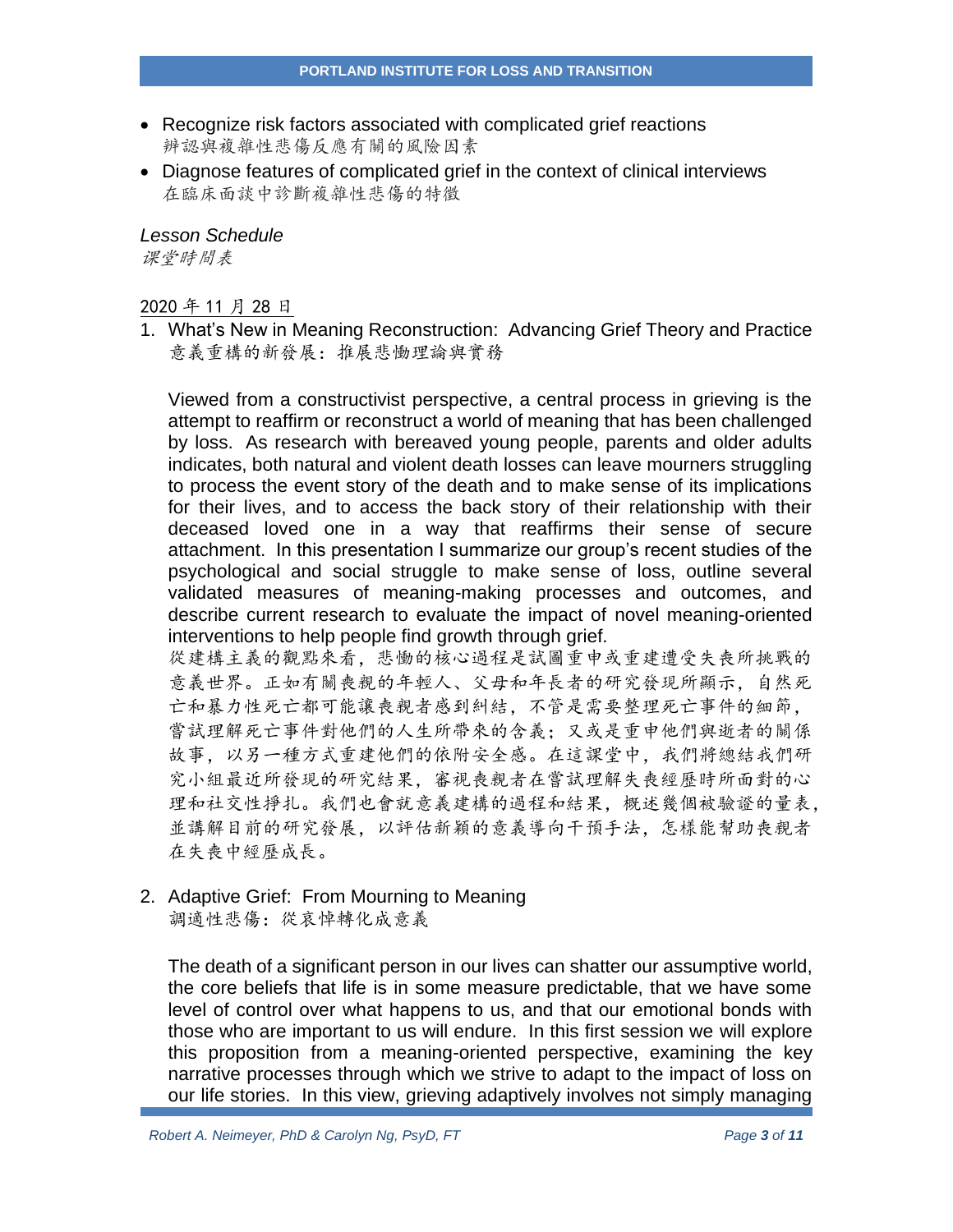- Recognize risk factors associated with complicated grief reactions
  辨認與複雜性悲傷反應有關的風險因素
- Diagnose features of complicated grief in the context of clinical interviews
  在臨床面談中診斷複雜性悲傷的特徵

*Lesson Schedule*
*課堂時間表*

2020 年 11 月 28 日

1. What's New in Meaning Reconstruction: Advancing Grief Theory and Practice
   意義重構的新發展：推展悲慟理論與實務

   Viewed from a constructivist perspective, a central process in grieving is the attempt to reaffirm or reconstruct a world of meaning that has been challenged by loss. As research with bereaved young people, parents and older adults indicates, both natural and violent death losses can leave mourners struggling to process the event story of the death and to make sense of its implications for their lives, and to access the back story of their relationship with their deceased loved one in a way that reaffirms their sense of secure attachment. In this presentation I summarize our group's recent studies of the psychological and social struggle to make sense of loss, outline several validated measures of meaning-making processes and outcomes, and describe current research to evaluate the impact of novel meaning-oriented interventions to help people find growth through grief.
   從建構主義的觀點來看，悲慟的核心過程是試圖重申或重建遭受失喪所挑戰的意義世界。正如有關喪親的年輕人、父母和年長者的研究發現所顯示，自然死亡和暴力性死亡都可能讓喪親者感到糾結，不管是需要整理死亡事件的細節，嘗試理解死亡事件對他們的人生所帶來的含義；又或是重申他們與逝者的關係故事，以另一種方式重建他們的依附安全感。在這課堂中，我們將總結我們研究小組最近所發現的研究結果，審視喪親者在嘗試理解失喪經歷時所面對的心理和社交性掙扎。我們也會就意義建構的過程和結果，概述幾個被驗證的量表，並講解目前的研究發展，以評估新穎的意義導向干預手法，怎樣能幫助喪親者在失喪中經歷成長。

2. Adaptive Grief: From Mourning to Meaning
   調適性悲傷：從哀悼轉化成意義

   The death of a significant person in our lives can shatter our assumptive world, the core beliefs that life is in some measure predictable, that we have some level of control over what happens to us, and that our emotional bonds with those who are important to us will endure. In this first session we will explore this proposition from a meaning-oriented perspective, examining the key narrative processes through which we strive to adapt to the impact of loss on our life stories. In this view, grieving adaptively involves not simply managing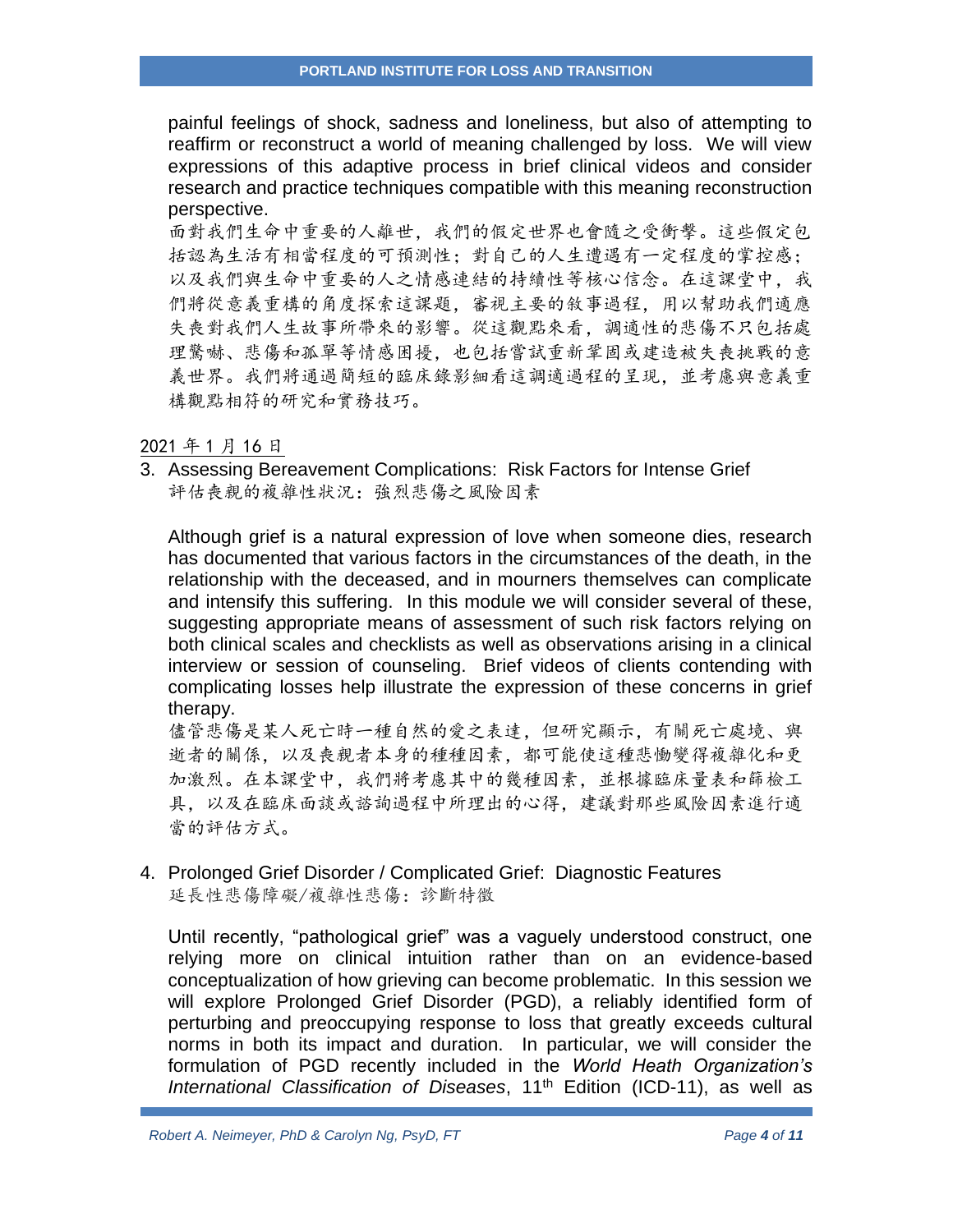painful feelings of shock, sadness and loneliness, but also of attempting to reaffirm or reconstruct a world of meaning challenged by loss. We will view expressions of this adaptive process in brief clinical videos and consider research and practice techniques compatible with this meaning reconstruction perspective.

面對我們生命中重要的人離世，我們的假定世界也會隨之受衝擊。這些假定包括認為生活有相當程度的可預測性；對自己的人生遭遇有一定程度的掌控感；以及我們與生命中重要的人之情感連結的持續性等核心信念。在這課堂中，我們將從意義重構的角度探索這課題，審視主要的敘事過程，用以幫助我們適應失喪對我們人生故事所帶來的影響。從這觀點來看，調適性的悲傷不只包括處理驚嚇、悲傷和孤單等情感困擾，也包括嘗試重新鞏固或建造被失喪挑戰的意義世界。我們將通過簡短的臨床錄影細看這調適過程的呈現，並考慮與意義重構觀點相符的研究和實務技巧。

2021 年 1 月 16 日

3. Assessing Bereavement Complications: Risk Factors for Intense Grief
   評估喪親的複雜性狀況：強烈悲傷之風險因素

   Although grief is a natural expression of love when someone dies, research has documented that various factors in the circumstances of the death, in the relationship with the deceased, and in mourners themselves can complicate and intensify this suffering. In this module we will consider several of these, suggesting appropriate means of assessment of such risk factors relying on both clinical scales and checklists as well as observations arising in a clinical interview or session of counseling. Brief videos of clients contending with complicating losses help illustrate the expression of these concerns in grief therapy.

   儘管悲傷是某人死亡時一種自然的愛之表達，但研究顯示，有關死亡處境、與逝者的關係，以及喪親者本身的種種因素，都可能使這種悲慟變得複雜化和更加激烈。在本課堂中，我們將考慮其中的幾種因素，並根據臨床量表和篩檢工具，以及在臨床面談或諮詢過程中所理出的心得，建議對那些風險因素進行適當的評估方式。

4. Prolonged Grief Disorder / Complicated Grief: Diagnostic Features
   延長性悲傷障礙/複雜性悲傷：診斷特徵

   Until recently, "pathological grief" was a vaguely understood construct, one relying more on clinical intuition rather than on an evidence-based conceptualization of how grieving can become problematic. In this session we will explore Prolonged Grief Disorder (PGD), a reliably identified form of perturbing and preoccupying response to loss that greatly exceeds cultural norms in both its impact and duration. In particular, we will consider the formulation of PGD recently included in the *World Heath Organization's International Classification of Diseases*, 11th Edition (ICD-11), as well as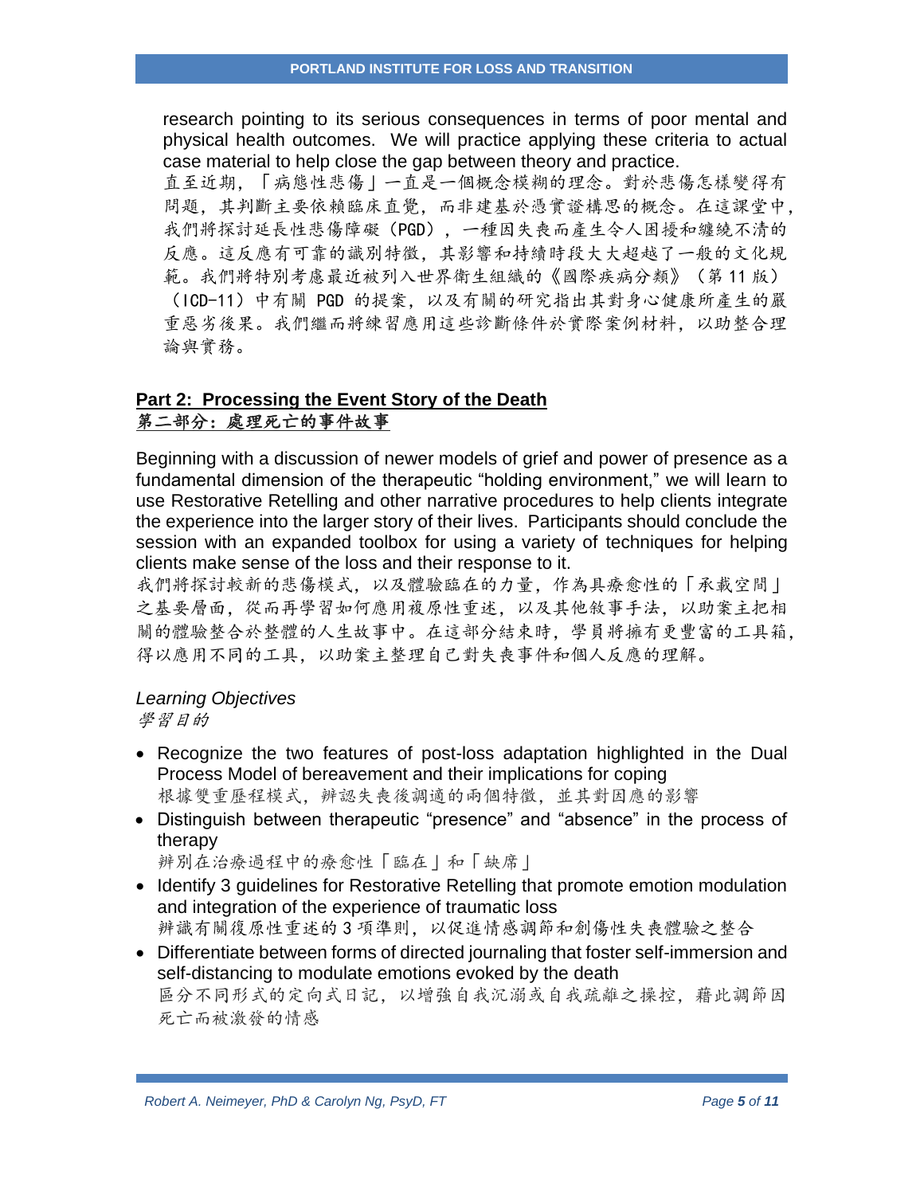research pointing to its serious consequences in terms of poor mental and physical health outcomes. We will practice applying these criteria to actual case material to help close the gap between theory and practice.

直至近期，「病態性悲傷」一直是一個概念模糊的理念。對於悲傷怎樣變得有問題，其判斷主要依賴臨床直覺，而非建基於憑實證構思的概念。在這課堂中，我們將探討延長性悲傷障礙（PGD），一種因失喪而產生令人困擾和纏繞不清的反應。這反應有可靠的識別特徵，其影響和持續時段大大超越了一般的文化規範。我們將特別考慮最近被列入世界衛生組織的《國際疾病分類》（第 11 版）（ICD-11）中有關 PGD 的提案，以及有關的研究指出其對身心健康所產生的嚴重惡劣後果。我們繼而將練習應用這些診斷條件於實際案例材料，以助整合理論與實務。

## Part 2: Processing the Event Story of the Death
## 第二部分：處理死亡的事件故事

Beginning with a discussion of newer models of grief and power of presence as a fundamental dimension of the therapeutic "holding environment," we will learn to use Restorative Retelling and other narrative procedures to help clients integrate the experience into the larger story of their lives. Participants should conclude the session with an expanded toolbox for using a variety of techniques for helping clients make sense of the loss and their response to it.

我們將探討較新的悲傷模式，以及體驗臨在的力量，作為具療愈性的「承載空間」之基要層面，從而再學習如何應用複原性重述，以及其他敘事手法，以助案主把相關的體驗整合於整體的人生故事中。在這部分結束時，學員將擁有更豐富的工具箱，得以應用不同的工具，以助案主整理自己對失喪事件和個人反應的理解。

*Learning Objectives*
*學習目的*

- Recognize the two features of post-loss adaptation highlighted in the Dual Process Model of bereavement and their implications for coping
  根據雙重歷程模式，辨認失喪後調適的兩個特徵，並其對因應的影響
- Distinguish between therapeutic "presence" and "absence" in the process of therapy
  辨別在治療過程中的療愈性「臨在」和「缺席」
- Identify 3 guidelines for Restorative Retelling that promote emotion modulation and integration of the experience of traumatic loss
  辨識有關復原性重述的 3 項準則，以促進情感調節和創傷性失喪體驗之整合
- Differentiate between forms of directed journaling that foster self-immersion and self-distancing to modulate emotions evoked by the death
  區分不同形式的定向式日記，以增強自我沉溺或自我疏離之操控，藉此調節因死亡而被激發的情感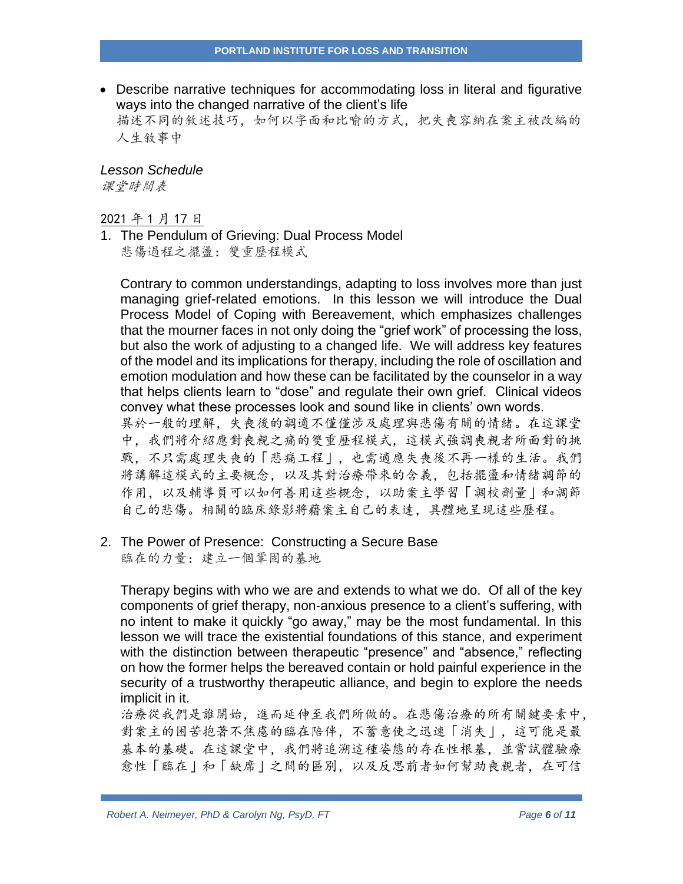- Describe narrative techniques for accommodating loss in literal and figurative ways into the changed narrative of the client's life
  描述不同的敘述技巧，如何以字面和比喻的方式，把失喪容納在案主被改編的人生敘事中

*Lesson Schedule*
*課堂時間表*

2021 年 1 月 17 日

1. The Pendulum of Grieving: Dual Process Model
   悲傷過程之擺盪：雙重歷程模式

   Contrary to common understandings, adapting to loss involves more than just managing grief-related emotions. In this lesson we will introduce the Dual Process Model of Coping with Bereavement, which emphasizes challenges that the mourner faces in not only doing the "grief work" of processing the loss, but also the work of adjusting to a changed life. We will address key features of the model and its implications for therapy, including the role of oscillation and emotion modulation and how these can be facilitated by the counselor in a way that helps clients learn to "dose" and regulate their own grief. Clinical videos convey what these processes look and sound like in clients' own words.
   異於一般的理解，失喪後的調適不僅僅涉及處理與悲傷有關的情緒。在這課堂中，我們將介紹應對喪親之痛的雙重歷程模式，這模式強調喪親者所面對的挑戰，不只需處理失喪的「悲痛工程」，也需適應失喪後不再一樣的生活。我們將講解這模式的主要概念，以及其對治療帶來的含義，包括擺盪和情緒調節的作用，以及輔導員可以如何善用這些概念，以助案主學習「調校劑量」和調節自己的悲傷。相關的臨床錄影將藉案主自己的表達，具體地呈現這些歷程。

2. The Power of Presence: Constructing a Secure Base
   臨在的力量：建立一個鞏固的基地

   Therapy begins with who we are and extends to what we do. Of all of the key components of grief therapy, non-anxious presence to a client's suffering, with no intent to make it quickly "go away," may be the most fundamental. In this lesson we will trace the existential foundations of this stance, and experiment with the distinction between therapeutic "presence" and "absence," reflecting on how the former helps the bereaved contain or hold painful experience in the security of a trustworthy therapeutic alliance, and begin to explore the needs implicit in it.
   治療從我們是誰開始，進而延伸至我們所做的。在悲傷治療的所有關鍵要素中，對案主的困苦抱著不焦慮的臨在陪伴，不蓄意使之迅速「消失」，這可能是最基本的基礎。在這課堂中，我們將追溯這種姿態的存在性根基，並嘗試體驗療愈性「臨在」和「缺席」之間的區別，以及反思前者如何幫助喪親者，在可信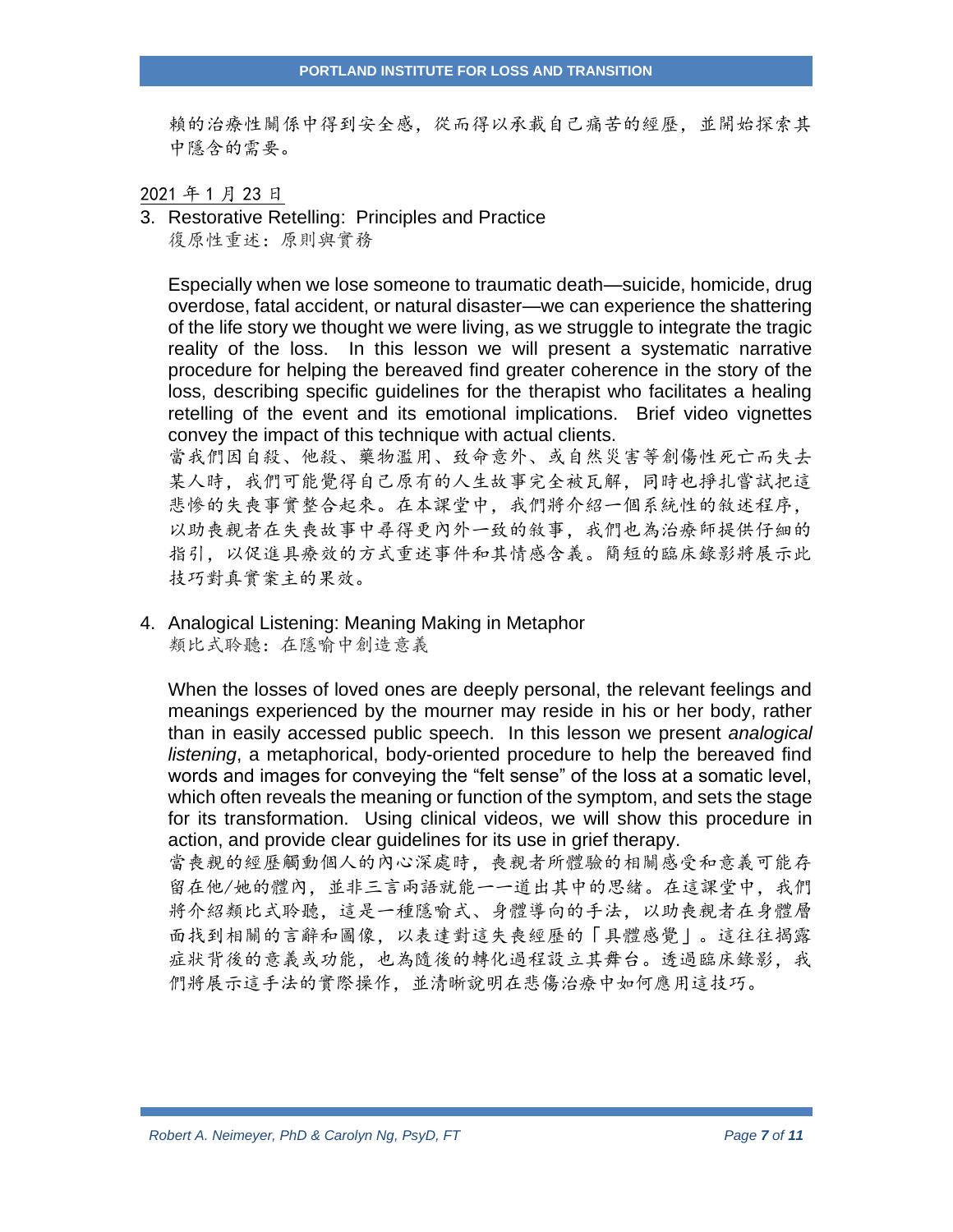賴的治療性關係中得到安全感，從而得以承載自己痛苦的經歷，並開始探索其中隱含的需要。

2021 年 1 月 23 日

3. Restorative Retelling: Principles and Practice
   復原性重述：原則與實務

   Especially when we lose someone to traumatic death—suicide, homicide, drug overdose, fatal accident, or natural disaster—we can experience the shattering of the life story we thought we were living, as we struggle to integrate the tragic reality of the loss. In this lesson we will present a systematic narrative procedure for helping the bereaved find greater coherence in the story of the loss, describing specific guidelines for the therapist who facilitates a healing retelling of the event and its emotional implications. Brief video vignettes convey the impact of this technique with actual clients.
   當我們因自殺、他殺、藥物濫用、致命意外、或自然災害等創傷性死亡而失去某人時，我們可能覺得自己原有的人生故事完全被瓦解，同時也掙扎嘗試把這悲慘的失喪事實整合起來。在本課堂中，我們將介紹一個系統性的敘述程序，以助喪親者在失喪故事中尋得更內外一致的敘事，我們也為治療師提供仔細的指引，以促進具療效的方式重述事件和其情感含義。簡短的臨床錄影將展示此技巧對真實案主的果效。

4. Analogical Listening: Meaning Making in Metaphor
   類比式聆聽：在隱喻中創造意義

   When the losses of loved ones are deeply personal, the relevant feelings and meanings experienced by the mourner may reside in his or her body, rather than in easily accessed public speech. In this lesson we present *analogical listening*, a metaphorical, body-oriented procedure to help the bereaved find words and images for conveying the “felt sense” of the loss at a somatic level, which often reveals the meaning or function of the symptom, and sets the stage for its transformation. Using clinical videos, we will show this procedure in action, and provide clear guidelines for its use in grief therapy.
   當喪親的經歷觸動個人的內心深處時，喪親者所體驗的相關感受和意義可能存留在他/她的體內，並非三言兩語就能一一道出其中的思緒。在這課堂中，我們將介紹類比式聆聽，這是一種隱喻式、身體導向的手法，以助喪親者在身體層面找到相關的言辭和圖像，以表達對這失喪經歷的「具體感覺」。這往往揭露症狀背後的意義或功能，也為隨後的轉化過程設立其舞台。透過臨床錄影，我們將展示這手法的實際操作，並清晰說明在悲傷治療中如何應用這技巧。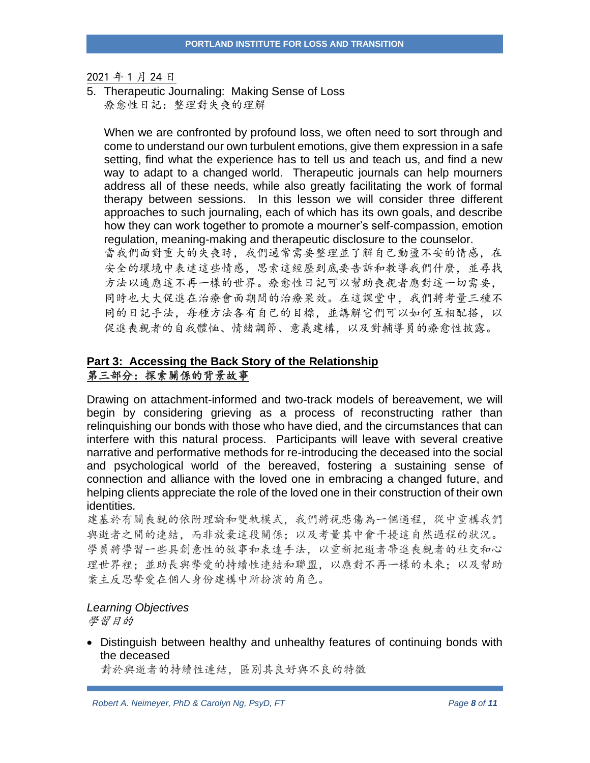2021 年 1 月 24 日

5. Therapeutic Journaling: Making Sense of Loss
   療愈性日記：整理對失喪的理解

   When we are confronted by profound loss, we often need to sort through and come to understand our own turbulent emotions, give them expression in a safe setting, find what the experience has to tell us and teach us, and find a new way to adapt to a changed world. Therapeutic journals can help mourners address all of these needs, while also greatly facilitating the work of formal therapy between sessions. In this lesson we will consider three different approaches to such journaling, each of which has its own goals, and describe how they can work together to promote a mourner's self-compassion, emotion regulation, meaning-making and therapeutic disclosure to the counselor.
   當我們面對重大的失喪時，我們通常需要整理並了解自己動盪不安的情感，在安全的環境中表達這些情感，思索這經歷到底要告訴和教導我們什麼，並尋找方法以適應這不再一樣的世界。療愈性日記可以幫助喪親者應對這一切需要，同時也大大促進在治療會面期間的治療果效。在這課堂中，我們將考量三種不同的日記手法，每種方法各有自己的目標，並講解它們可以如何互相配搭，以促進喪親者的自我體恤、情緒調節、意義建構，以及對輔導員的療愈性披露。

## Part 3: Accessing the Back Story of the Relationship
## 第三部分：探索關係的背景故事

Drawing on attachment-informed and two-track models of bereavement, we will begin by considering grieving as a process of reconstructing rather than relinquishing our bonds with those who have died, and the circumstances that can interfere with this natural process. Participants will leave with several creative narrative and performative methods for re-introducing the deceased into the social and psychological world of the bereaved, fostering a sustaining sense of connection and alliance with the loved one in embracing a changed future, and helping clients appreciate the role of the loved one in their construction of their own identities.
建基於有關喪親的依附理論和雙軌模式，我們將視悲傷為一個過程，從中重構我們與逝者之間的連結，而非放棄這段關係；以及考量其中會干擾這自然過程的狀況。學員將學習一些具創意性的敘事和表達手法，以重新把逝者帶進喪親者的社交和心理世界裡；並助長與摯愛的持續性連結和聯盟，以應對不再一樣的未來；以及幫助案主反思摯愛在個人身份建構中所扮演的角色。

*Learning Objectives*
*學習目的*

- Distinguish between healthy and unhealthy features of continuing bonds with the deceased
  對於與逝者的持續性連結，區別其良好與不良的特徵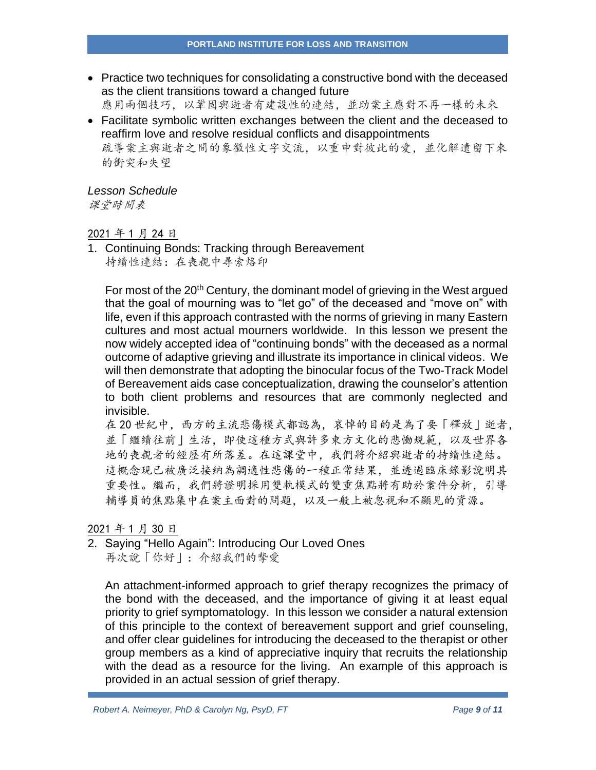- Practice two techniques for consolidating a constructive bond with the deceased as the client transitions toward a changed future
  應用兩個技巧，以鞏固與逝者有建設性的連結，並助案主應對不再一樣的未來
- Facilitate symbolic written exchanges between the client and the deceased to reaffirm love and resolve residual conflicts and disappointments
  疏導案主與逝者之間的象徵性文字交流，以重申對彼此的愛，並化解遺留下來的衝突和失望

*Lesson Schedule*
*課堂時間表*

2021 年 1 月 24 日

1. Continuing Bonds: Tracking through Bereavement
   持續性連結：在喪親中尋索烙印

   For most of the 20th Century, the dominant model of grieving in the West argued that the goal of mourning was to "let go" of the deceased and "move on" with life, even if this approach contrasted with the norms of grieving in many Eastern cultures and most actual mourners worldwide. In this lesson we present the now widely accepted idea of "continuing bonds" with the deceased as a normal outcome of adaptive grieving and illustrate its importance in clinical videos. We will then demonstrate that adopting the binocular focus of the Two-Track Model of Bereavement aids case conceptualization, drawing the counselor's attention to both client problems and resources that are commonly neglected and invisible.
   在 20 世紀中，西方的主流悲傷模式都認為，哀悼的目的是為了要「釋放」逝者，並「繼續往前」生活，即使這種方式與許多東方文化的悲慟規範，以及世界各地的喪親者的經歷有所落差。在這課堂中，我們將介紹與逝者的持續性連結。這概念現已被廣泛接納為調適性悲傷的一種正常結果，並透過臨床錄影說明其重要性。繼而，我們將證明採用雙軌模式的雙重焦點將有助於案件分析，引導輔導員的焦點集中在案主面對的問題，以及一般上被忽視和不顯見的資源。

2021 年 1 月 30 日

2. Saying "Hello Again": Introducing Our Loved Ones
   再次說「你好」：介紹我們的摯愛

   An attachment-informed approach to grief therapy recognizes the primacy of the bond with the deceased, and the importance of giving it at least equal priority to grief symptomatology. In this lesson we consider a natural extension of this principle to the context of bereavement support and grief counseling, and offer clear guidelines for introducing the deceased to the therapist or other group members as a kind of appreciative inquiry that recruits the relationship with the dead as a resource for the living. An example of this approach is provided in an actual session of grief therapy.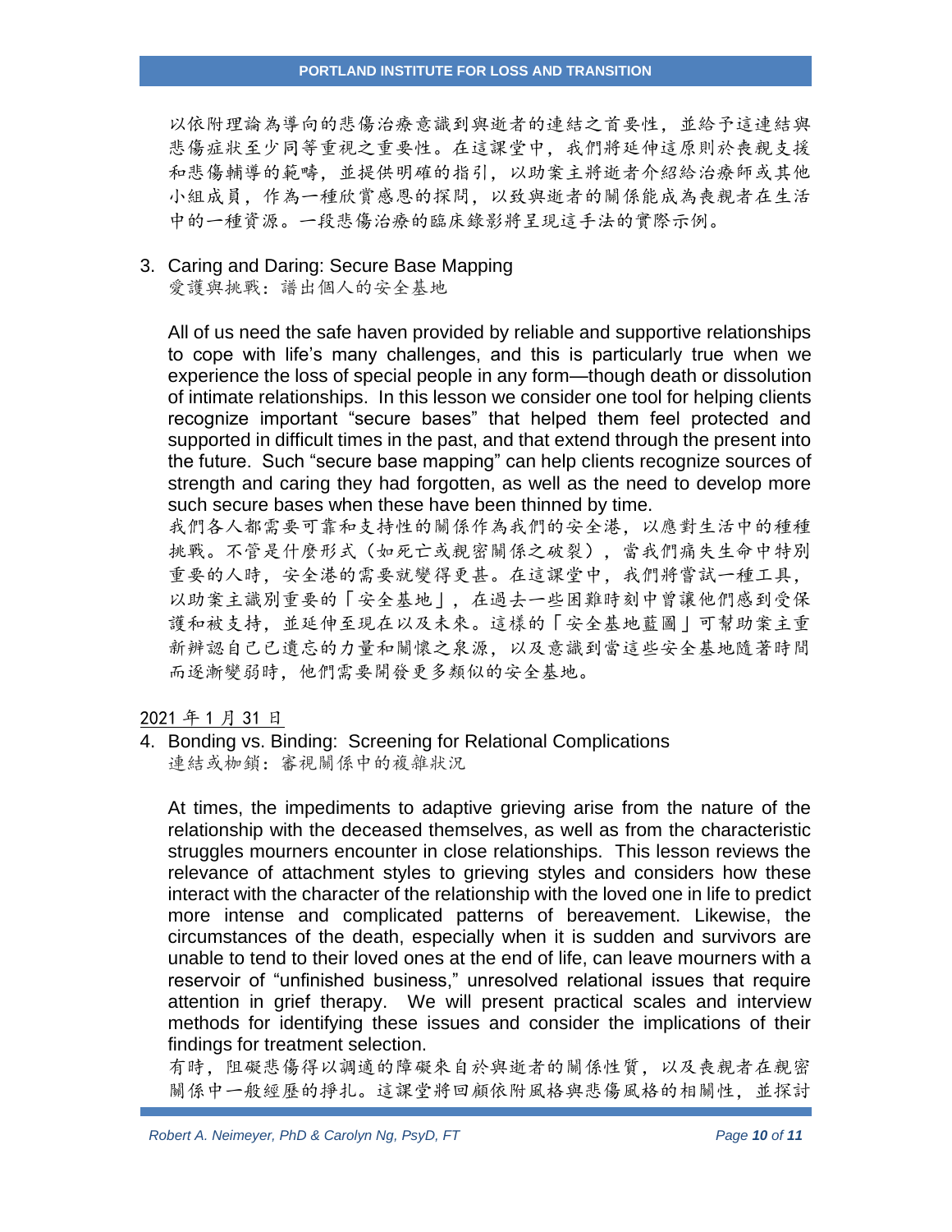以依附理論為導向的悲傷治療意識到與逝者的連結之首要性，並給予這連結與悲傷症狀至少同等重視之重要性。在這課堂中，我們將延伸這原則於喪親支援和悲傷輔導的範疇，並提供明確的指引，以助案主將逝者介紹給治療師或其他小組成員，作為一種欣賞感恩的探問，以致與逝者的關係能成為喪親者在生活中的一種資源。一段悲傷治療的臨床錄影將呈現這手法的實際示例。

3. Caring and Daring: Secure Base Mapping
   愛護與挑戰：譜出個人的安全基地

   All of us need the safe haven provided by reliable and supportive relationships to cope with life's many challenges, and this is particularly true when we experience the loss of special people in any form—though death or dissolution of intimate relationships. In this lesson we consider one tool for helping clients recognize important "secure bases" that helped them feel protected and supported in difficult times in the past, and that extend through the present into the future. Such "secure base mapping" can help clients recognize sources of strength and caring they had forgotten, as well as the need to develop more such secure bases when these have been thinned by time.
   我們各人都需要可靠和支持性的關係作為我們的安全港，以應對生活中的種種挑戰。不管是什麼形式（如死亡或親密關係之破裂），當我們痛失生命中特別重要的人時，安全港的需要就變得更甚。在這課堂中，我們將嘗試一種工具，以助案主識別重要的「安全基地」，在過去一些困難時刻中曾讓他們感到受保護和被支持，並延伸至現在以及未來。這樣的「安全基地藍圖」可幫助案主重新辨認自己已遺忘的力量和關懷之泉源，以及意識到當這些安全基地隨著時間而逐漸變弱時，他們需要開發更多類似的安全基地。

2021 年 1 月 31 日

4. Bonding vs. Binding: Screening for Relational Complications
   連結或枷鎖：審視關係中的複雜狀況

   At times, the impediments to adaptive grieving arise from the nature of the relationship with the deceased themselves, as well as from the characteristic struggles mourners encounter in close relationships. This lesson reviews the relevance of attachment styles to grieving styles and considers how these interact with the character of the relationship with the loved one in life to predict more intense and complicated patterns of bereavement. Likewise, the circumstances of the death, especially when it is sudden and survivors are unable to tend to their loved ones at the end of life, can leave mourners with a reservoir of "unfinished business," unresolved relational issues that require attention in grief therapy. We will present practical scales and interview methods for identifying these issues and consider the implications of their findings for treatment selection.
   有時，阻礙悲傷得以調適的障礙來自於與逝者的關係性質，以及喪親者在親密關係中一般經歷的掙扎。這課堂將回顧依附風格與悲傷風格的相關性，並探討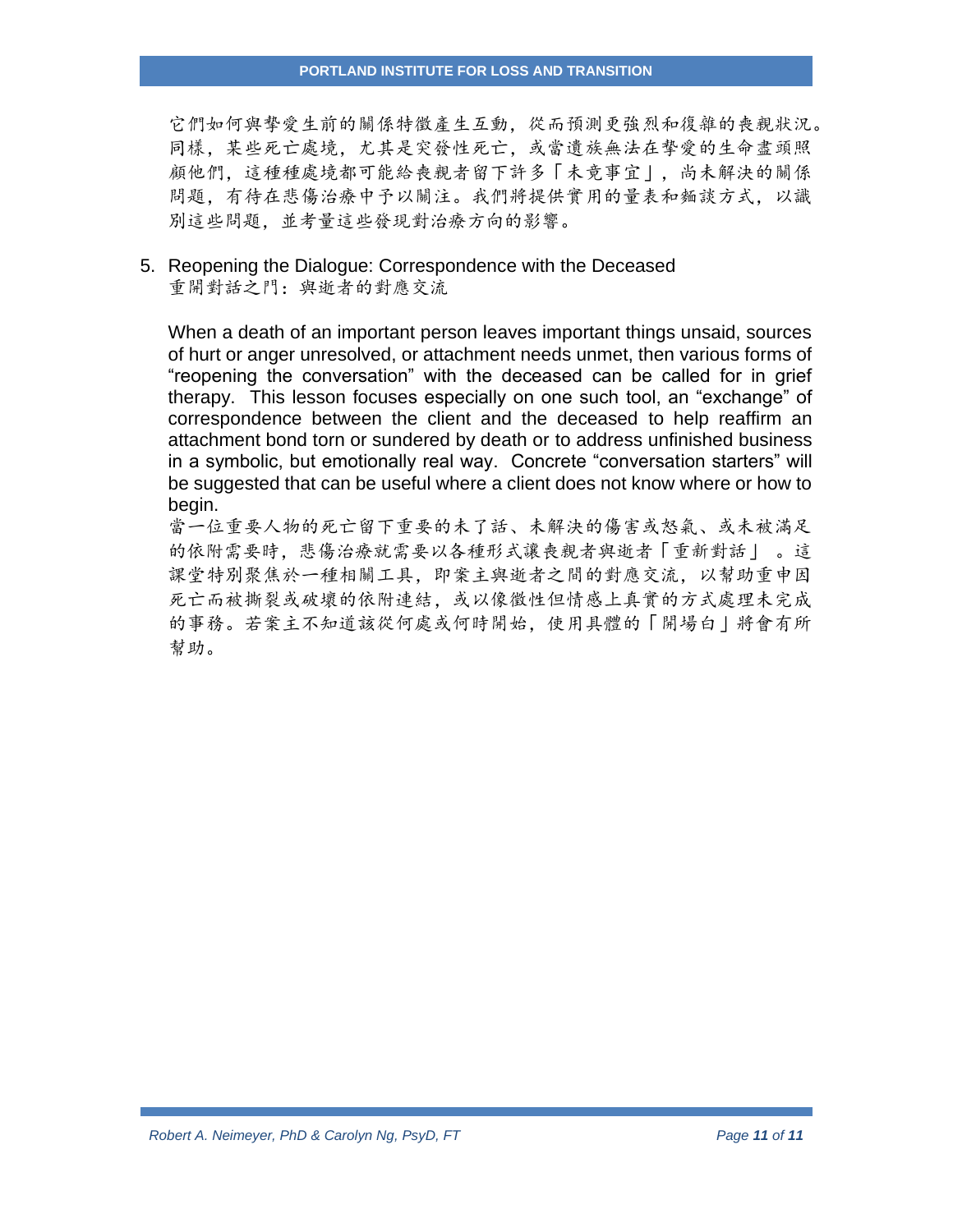它們如何與摯愛生前的關係特徵產生互動，從而預測更強烈和復雜的喪親狀況。同樣，某些死亡處境，尤其是突發性死亡，或當遺族無法在摯愛的生命盡頭照顧他們，這種種處境都可能給喪親者留下許多「未竟事宜」，尚未解決的關係問題，有待在悲傷治療中予以關注。我們將提供實用的量表和麵談方式，以識別這些問題，並考量這些發現對治療方向的影響。

5. Reopening the Dialogue: Correspondence with the Deceased
   重開對話之門：與逝者的對應交流

   When a death of an important person leaves important things unsaid, sources of hurt or anger unresolved, or attachment needs unmet, then various forms of “reopening the conversation” with the deceased can be called for in grief therapy. This lesson focuses especially on one such tool, an “exchange” of correspondence between the client and the deceased to help reaffirm an attachment bond torn or sundered by death or to address unfinished business in a symbolic, but emotionally real way. Concrete “conversation starters” will be suggested that can be useful where a client does not know where or how to begin.

   當一位重要人物的死亡留下重要的未了話、未解決的傷害或怒氣、或未被滿足的依附需要時，悲傷治療就需要以各種形式讓喪親者與逝者「重新對話」 。這課堂特別聚焦於一種相關工具，即案主與逝者之間的對應交流，以幫助重申因死亡而被撕裂或破壞的依附連結，或以像徵性但情感上真實的方式處理未完成的事務。若案主不知道該從何處或何時開始，使用具體的「開場白」將會有所幫助。